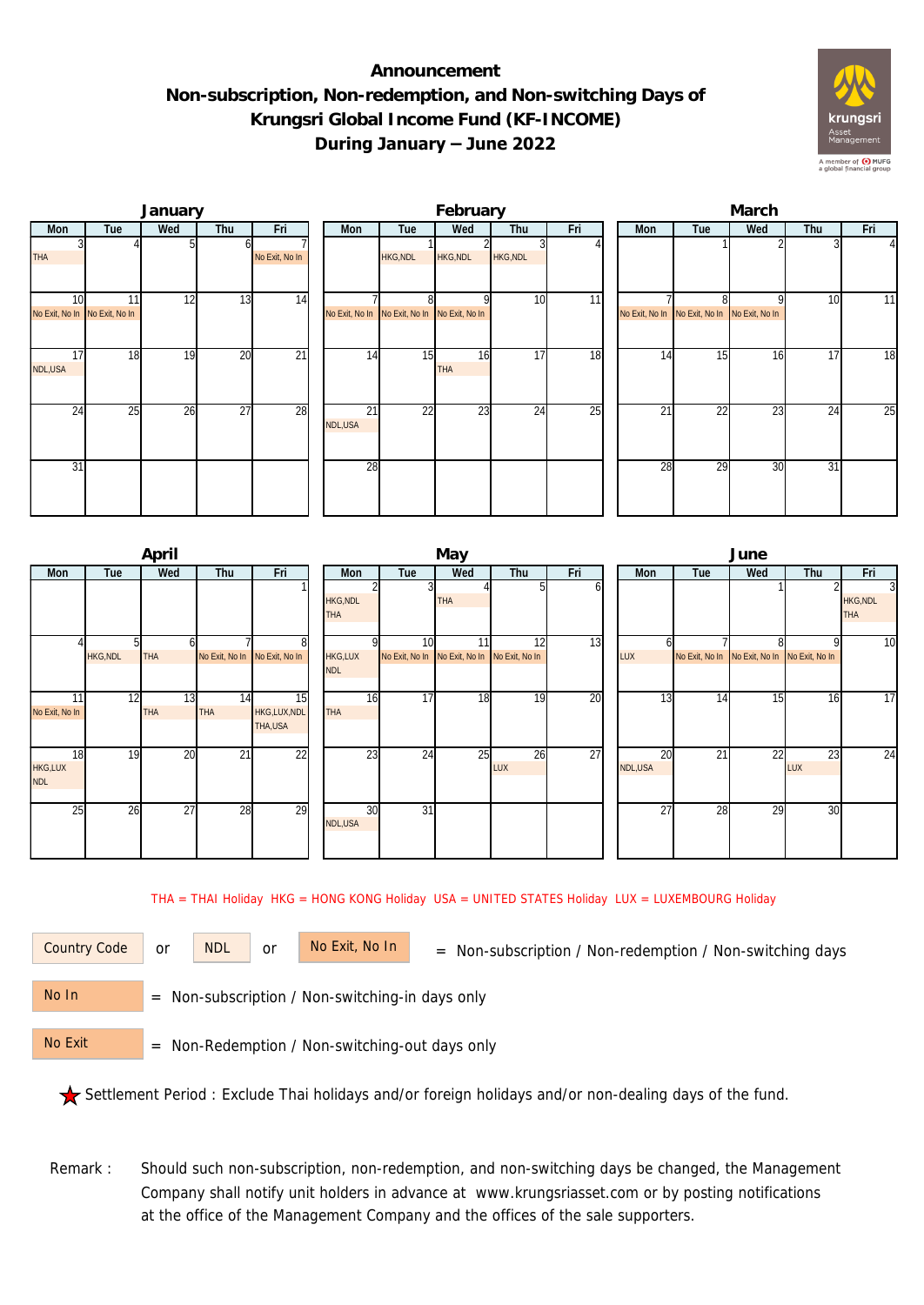# Announcement
## Non-subscription, Non-redemption, and Non-switching Days of Krungsri Global Income Fund (KF-INCOME) During January – June 2022

### January

| Mon | Tue | Wed | Thu | Fri |
|---|---|---|---|---|
| 3 THA | 4 | 5 | 6 | 7 No Exit, No In |
| 10 No Exit, No In | 11 No Exit, No In | 12 | 13 | 14 |
| 17 NDL,USA | 18 | 19 | 20 | 21 |
| 24 | 25 | 26 | 27 | 28 |
| 31 | | | | |

### February

| Mon | Tue | Wed | Thu | Fri |
|---|---|---|---|---|
| | 1 HKG,NDL | 2 HKG,NDL | 3 HKG,NDL | 4 |
| 7 No Exit, No In | 8 No Exit, No In | 9 No Exit, No In | 10 | 11 |
| 14 | 15 | 16 THA | 17 | 18 |
| 21 NDL,USA | 22 | 23 | 24 | 25 |
| 28 | | | | |

### March

| Mon | Tue | Wed | Thu | Fri |
|---|---|---|---|---|
| | 1 | 2 | 3 | 4 |
| 7 No Exit, No In | 8 No Exit, No In | 9 No Exit, No In | 10 | 11 |
| 14 | 15 | 16 | 17 | 18 |
| 21 | 22 | 23 | 24 | 25 |
| 28 | 29 | 30 | 31 | |

### April

| Mon | Tue | Wed | Thu | Fri |
|---|---|---|---|---|
| | | | | 1 |
| 4 | 5 HKG,NDL | 6 THA | 7 No Exit, No In | 8 No Exit, No In |
| 11 No Exit, No In | 12 | 13 THA | 14 THA | 15 HKG,LUX,NDL THA,USA |
| 18 HKG,LUX NDL | 19 | 20 | 21 | 22 |
| 25 | 26 | 27 | 28 | 29 |

### May

| Mon | Tue | Wed | Thu | Fri |
|---|---|---|---|---|
| 2 HKG,NDL THA | 3 | 4 THA | 5 | 6 |
| 9 HKG,LUX NDL | 10 No Exit, No In | 11 No Exit, No In | 12 No Exit, No In | 13 |
| 16 THA | 17 | 18 | 19 | 20 |
| 23 | 24 | 25 | 26 LUX | 27 |
| 30 NDL,USA | 31 | | | |

### June

| Mon | Tue | Wed | Thu | Fri |
|---|---|---|---|---|
| | | 1 | 2 | 3 HKG,NDL THA |
| 6 LUX | 7 No Exit, No In | 8 No Exit, No In | 9 No Exit, No In | 10 |
| 13 | 14 | 15 | 16 | 17 |
| 20 NDL,USA | 21 | 22 | 23 LUX | 24 |
| 27 | 28 | 29 | 30 | |

THA = THAI Holiday HKG = HONG KONG Holiday USA = UNITED STATES Holiday LUX = LUXEMBOURG Holiday

Country Code or NDL or No Exit, No In = Non-subscription / Non-redemption / Non-switching days

No In = Non-subscription / Non-switching-in days only

No Exit = Non-Redemption / Non-switching-out days only

★ Settlement Period : Exclude Thai holidays and/or foreign holidays and/or non-dealing days of the fund.

Remark : Should such non-subscription, non-redemption, and non-switching days be changed, the Management Company shall notify unit holders in advance at www.krungsriasset.com or by posting notifications at the office of the Management Company and the offices of the sale supporters.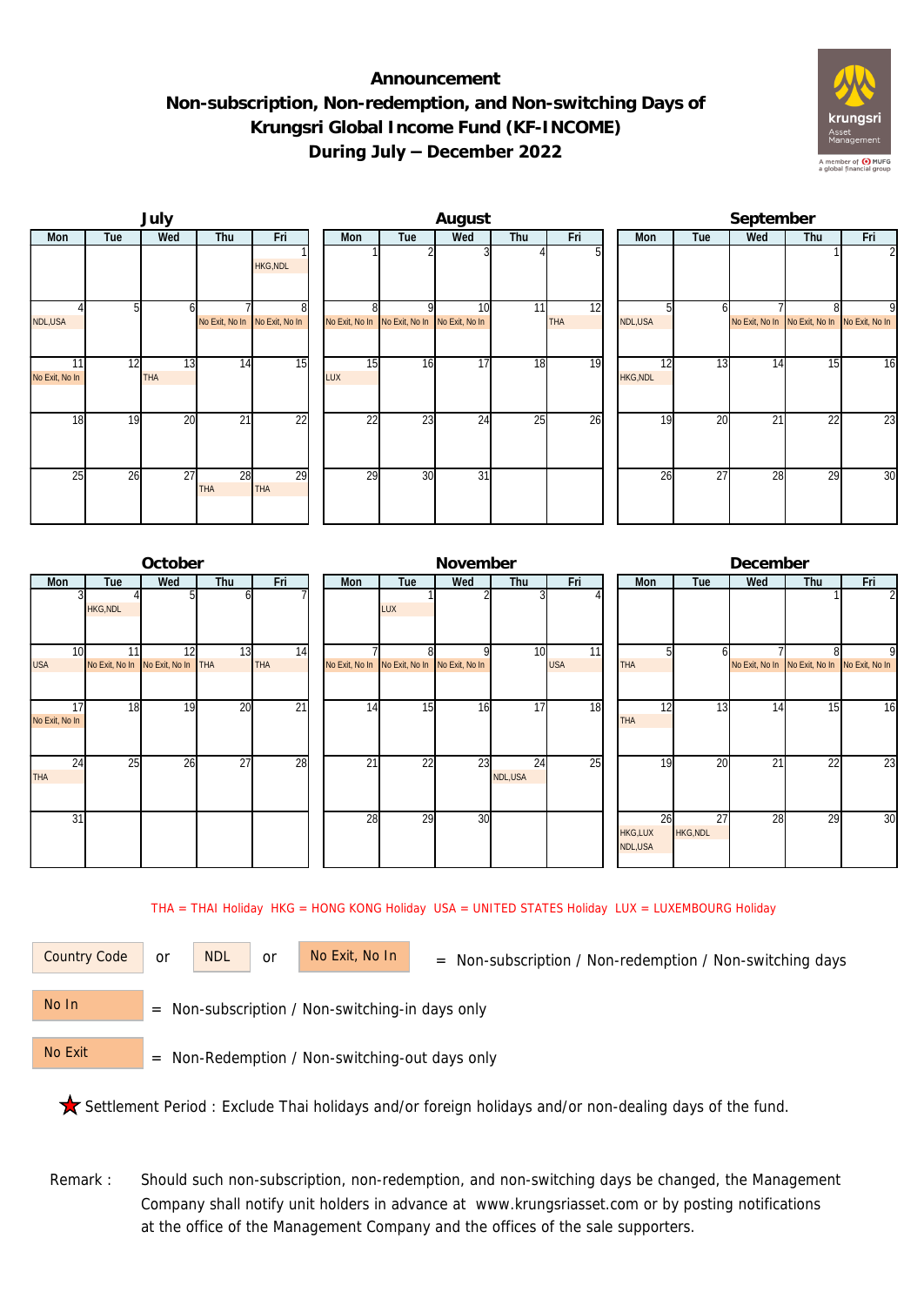# Announcement
# Non-subscription, Non-redemption, and Non-switching Days of Krungsri Global Income Fund (KF-INCOME) During July – December 2022

### July

| Mon | Tue | Wed | Thu | Fri |
|---|---|---|---|---|
| | | | | 1 HKG,NDL |
| 4 NDL,USA | 5 | 6 | 7 No Exit, No In | 8 No Exit, No In |
| 11 No Exit, No In | 12 | 13 THA | 14 | 15 |
| 18 | 19 | 20 | 21 | 22 |
| 25 | 26 | 27 | 28 THA | 29 THA |

### August

| Mon | Tue | Wed | Thu | Fri |
|---|---|---|---|---|
| 1 | 2 | 3 | 4 | 5 |
| 8 No Exit, No In | 9 No Exit, No In | 10 No Exit, No In | 11 | 12 THA |
| 15 LUX | 16 | 17 | 18 | 19 |
| 22 | 23 | 24 | 25 | 26 |
| 29 | 30 | 31 | | |

### September

| Mon | Tue | Wed | Thu | Fri |
|---|---|---|---|---|
| | | | 1 | 2 |
| 5 NDL,USA | 6 | 7 No Exit, No In | 8 No Exit, No In | 9 No Exit, No In |
| 12 HKG,NDL | 13 | 14 | 15 | 16 |
| 19 | 20 | 21 | 22 | 23 |
| 26 | 27 | 28 | 29 | 30 |

### October

| Mon | Tue | Wed | Thu | Fri |
|---|---|---|---|---|
| 3 | 4 HKG,NDL | 5 | 6 | 7 |
| 10 USA | 11 No Exit, No In | 12 No Exit, No In | 13 THA | 14 THA |
| 17 No Exit, No In | 18 | 19 | 20 | 21 |
| 24 THA | 25 | 26 | 27 | 28 |
| 31 | | | | |

### November

| Mon | Tue | Wed | Thu | Fri |
|---|---|---|---|---|
| | 1 LUX | 2 | 3 | 4 |
| 7 No Exit, No In | 8 No Exit, No In | 9 No Exit, No In | 10 | 11 USA |
| 14 | 15 | 16 | 17 | 18 |
| 21 | 22 | 23 | 24 NDL,USA | 25 |
| 28 | 29 | 30 | | |

### December

| Mon | Tue | Wed | Thu | Fri |
|---|---|---|---|---|
| | | | 1 | 2 |
| 5 THA | 6 | 7 No Exit, No In | 8 No Exit, No In | 9 No Exit, No In |
| 12 THA | 13 | 14 | 15 | 16 |
| 19 | 20 | 21 | 22 | 23 |
| 26 HKG,LUX NDL,USA | 27 HKG,NDL | 28 | 29 | 30 |

THA = THAI Holiday HKG = HONG KONG Holiday USA = UNITED STATES Holiday LUX = LUXEMBOURG Holiday

Country Code or NDL or No Exit, No In = Non-subscription / Non-redemption / Non-switching days

No In = Non-subscription / Non-switching-in days only

No Exit = Non-Redemption / Non-switching-out days only

★ Settlement Period : Exclude Thai holidays and/or foreign holidays and/or non-dealing days of the fund.

Remark : Should such non-subscription, non-redemption, and non-switching days be changed, the Management Company shall notify unit holders in advance at www.krungsriasset.com or by posting notifications at the office of the Management Company and the offices of the sale supporters.